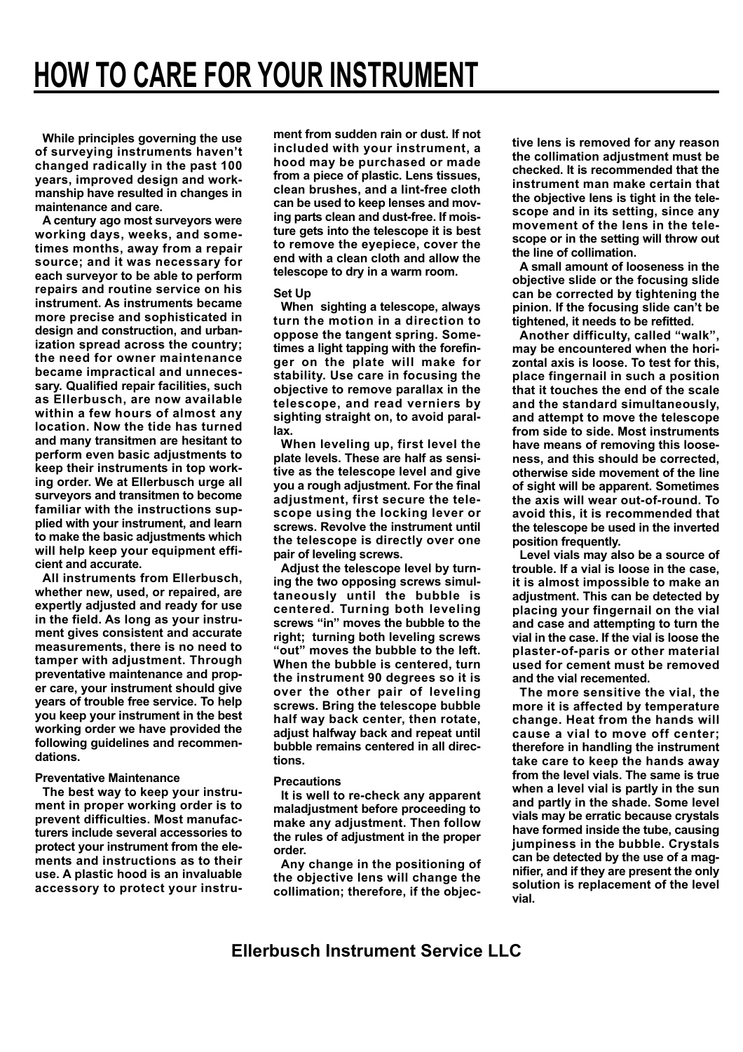# HOW TO CARE FOR YOUR INSTRUMENT

While principles governing the use of surveying instruments haven't changed radically in the past 100 years, improved design and workmanship have resulted in changes in maintenance and care.

A century ago most surveyors were working days, weeks, and sometimes months, away from a repair source; and it was necessary for each surveyor to be able to perform repairs and routine service on his instrument. As instruments became more precise and sophisticated in design and construction, and urbanization spread across the country; the need for owner maintenance became impractical and unnecessary. Qualified repair facilities, such as Ellerbusch, are now available within a few hours of almost any location. Now the tide has turned and many transitmen are hesitant to perform even basic adjustments to keep their instruments in top working order. We at Ellerbusch urge all surveyors and transitmen to become familiar with the instructions supplied with your instrument, and learn to make the basic adjustments which will help keep your equipment efficient and accurate.

All instruments from Ellerbusch, whether new, used, or repaired, are expertly adjusted and ready for use in the field. As long as your instrument gives consistent and accurate measurements, there is no need to tamper with adjustment. Through preventative maintenance and proper care, your instrument should give years of trouble free service. To help you keep your instrument in the best working order we have provided the following guidelines and recommendations.

### Preventative Maintenance

The best way to keep your instrument in proper working order is to prevent difficulties. Most manufacturers include several accessories to protect your instrument from the elements and instructions as to their use. A plastic hood is an invaluable accessory to protect your instrument from sudden rain or dust. If not included with your instrument, a hood may be purchased or made from a piece of plastic. Lens tissues, clean brushes, and a lint-free cloth can be used to keep lenses and moving parts clean and dust-free. If moisture gets into the telescope it is best to remove the eyepiece, cover the end with a clean cloth and allow the telescope to dry in a warm room.

### Set Up

When sighting a telescope, always turn the motion in a direction to oppose the tangent spring. Sometimes a light tapping with the forefinger on the plate will make for stability. Use care in focusing the objective to remove parallax in the telescope, and read verniers by sighting straight on, to avoid parallax.

When leveling up, first level the plate levels. These are half as sensitive as the telescope level and give you a rough adjustment. For the final adjustment, first secure the telescope using the locking lever or screws. Revolve the instrument until the telescope is directly over one pair of leveling screws.

Adjust the telescope level by turning the two opposing screws simultaneously until the bubble is centered. Turning both leveling screws "in" moves the bubble to the right; turning both leveling screws "out" moves the bubble to the left. When the bubble is centered, turn the instrument 90 degrees so it is over the other pair of leveling screws. Bring the telescope bubble half way back center, then rotate, adjust halfway back and repeat until bubble remains centered in all directions.

### Precautions

It is well to re-check any apparent maladjustment before proceeding to make any adjustment. Then follow the rules of adjustment in the proper order.

Any change in the positioning of the objective lens will change the collimation; therefore, if the objective lens is removed for any reason the collimation adjustment must be checked. It is recommended that the instrument man make certain that the objective lens is tight in the telescope and in its setting, since any movement of the lens in the telescope or in the setting will throw out the line of collimation.

A small amount of looseness in the objective slide or the focusing slide can be corrected by tightening the pinion. If the focusing slide can't be tightened, it needs to be refitted.

Another difficulty, called "walk", may be encountered when the horizontal axis is loose. To test for this, place fingernail in such a position that it touches the end of the scale and the standard simultaneously, and attempt to move the telescope from side to side. Most instruments have means of removing this looseness, and this should be corrected, otherwise side movement of the line of sight will be apparent. Sometimes the axis will wear out-of-round. To avoid this, it is recommended that the telescope be used in the inverted position frequently.

Level vials may also be a source of trouble. If a vial is loose in the case, it is almost impossible to make an adjustment. This can be detected by placing your fingernail on the vial and case and attempting to turn the vial in the case. If the vial is loose the plaster-of-paris or other material used for cement must be removed and the vial recemented.

The more sensitive the vial, the more it is affected by temperature change. Heat from the hands will cause a vial to move off center; therefore in handling the instrument take care to keep the hands away from the level vials. The same is true when a level vial is partly in the sun and partly in the shade. Some level vials may be erratic because crystals have formed inside the tube, causing jumpiness in the bubble. Crystals can be detected by the use of a magnifier, and if they are present the only solution is replacement of the level vial.

**Ellerbusch Instrument Service LLC**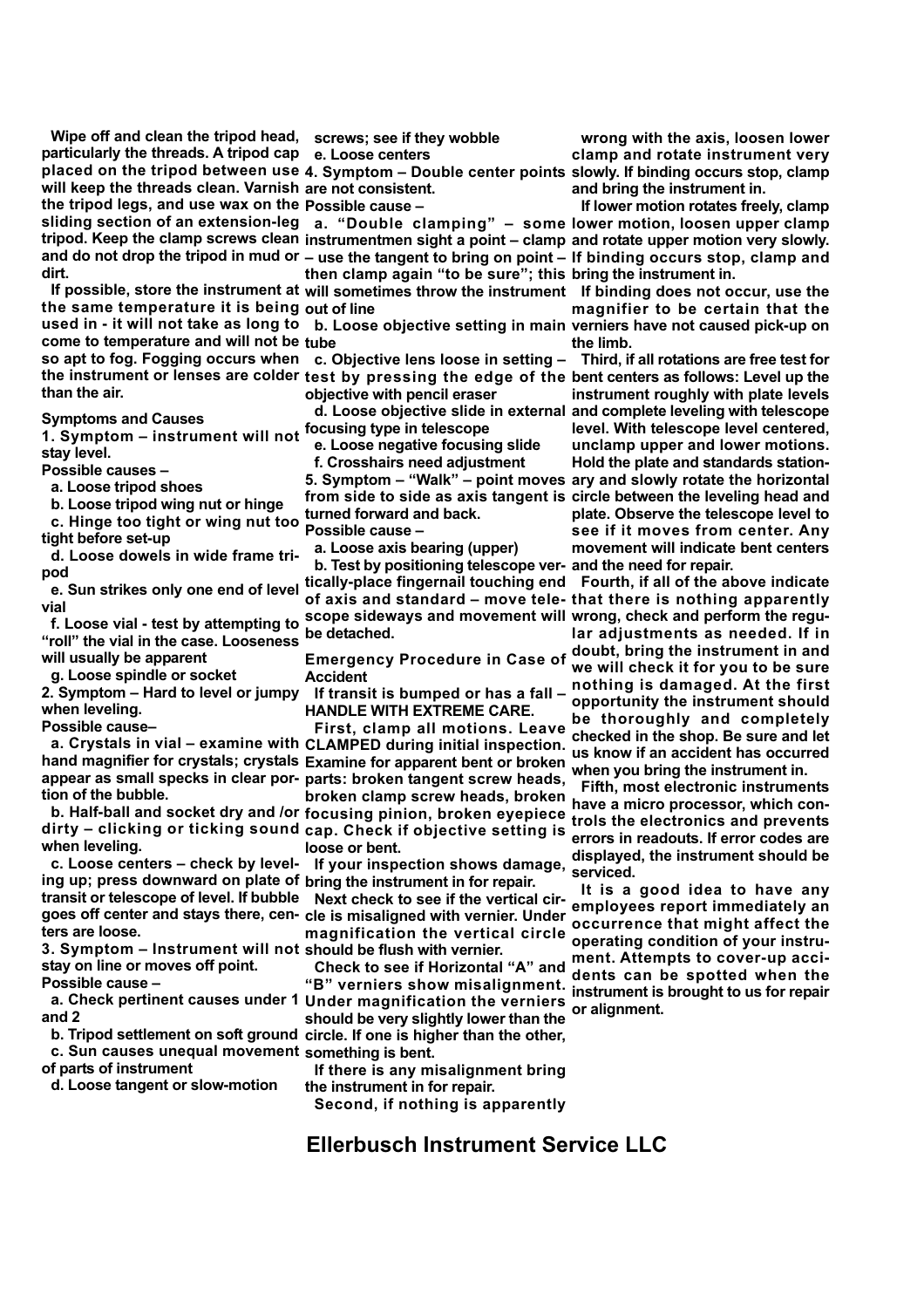Wipe off and clean the tripod head, particularly the threads. A tripod cap placed on the tripod between use will keep the threads clean. Varnish the tripod legs, and use wax on the sliding section of an extension-leg tripod. Keep the clamp screws clean and do not drop the tripod in mud or dirt.

If possible, store the instrument at the same temperature it is being used in - it will not take as long to come to temperature and will not be so apt to fog. Fogging occurs when the instrument or lenses are colder than the air.

**Symptoms and Causes**

**1. Symptom – instrument will not stay level.**

**Possible causes –**

a. Loose tripod shoes

b. Loose tripod wing nut or hinge

c. Hinge too tight or wing nut too tight before set-up

d. Loose dowels in wide frame tripod

e. Sun strikes only one end of level vial

f. Loose vial - test by attempting to "roll" the vial in the case. Looseness will usually be apparent

g. Loose spindle or socket

**2. Symptom – Hard to level or jumpy when leveling.**

**Possible cause–**

a. Crystals in vial – examine with hand magnifier for crystals; crystals appear as small specks in clear portion of the bubble.

b. Half-ball and socket dry and /or dirty – clicking or ticking sound when leveling.

c. Loose centers – check by leveling up; press downward on plate of transit or telescope of level. If bubble goes off center and stays there, centers are loose.

**3. Symptom – Instrument will not stay on line or moves off point.**

**Possible cause –**

a. Check pertinent causes under 1 and 2

b. Tripod settlement on soft ground

c. Sun causes unequal movement of parts of instrument

d. Loose tangent or slow-motion screws; see if they wobble

e. Loose centers

**4. Symptom – Double center points are not consistent.**

**Possible cause –**

a. "Double clamping" – some instrumentmen sight a point – clamp – use the tangent to bring on point – then clamp again "to be sure"; this will sometimes throw the instrument out of line

b. Loose objective setting in main tube

c. Objective lens loose in setting – test by pressing the edge of the objective with pencil eraser

d. Loose objective slide in external focusing type in telescope

e. Loose negative focusing slide

f. Crosshairs need adjustment

**5. Symptom – "Walk" – point moves from side to side as axis tangent is turned forward and back.**

**Possible cause –**

a. Loose axis bearing (upper)

b. Test by positioning telescope vertically-place fingernail touching end of axis and standard – move telescope sideways and movement will be detached.

**Emergency Procedure in Case of Accident**

If transit is bumped or has a fall – HANDLE WITH EXTREME CARE.

First, clamp all motions. Leave CLAMPED during initial inspection. Examine for apparent bent or broken parts: broken tangent screw heads, broken clamp screw heads, broken focusing pinion, broken eyepiece cap. Check if objective setting is loose or bent.

If your inspection shows damage, bring the instrument in for repair.

Next check to see if the vertical circle is misaligned with vernier. Under magnification the vertical circle should be flush with vernier.

Check to see if Horizontal "A" and "B" verniers show misalignment. Under magnification the verniers should be very slightly lower than the circle. If one is higher than the other, something is bent.

If there is any misalignment bring the instrument in for repair.

Second, if nothing is apparently wrong with the axis, loosen lower clamp and rotate instrument very slowly. If binding occurs stop, clamp and bring the instrument in.

If lower motion rotates freely, clamp lower motion, loosen upper clamp and rotate upper motion very slowly. If binding occurs stop, clamp and bring the instrument in.

If binding does not occur, use the magnifier to be certain that the verniers have not caused pick-up on the limb.

Third, if all rotations are free test for bent centers as follows: Level up the instrument roughly with plate levels and complete leveling with telescope level. With telescope level centered, unclamp upper and lower motions. Hold the plate and standards stationary and slowly rotate the horizontal circle between the leveling head and plate. Observe the telescope level to see if it moves from center. Any movement will indicate bent centers and the need for repair.

Fourth, if all of the above indicate that there is nothing apparently wrong, check and perform the regular adjustments as needed. If in doubt, bring the instrument in and we will check it for you to be sure nothing is damaged. At the first opportunity the instrument should be thoroughly and completely checked in the shop. Be sure and let us know if an accident has occurred when you bring the instrument in.

Fifth, most electronic instruments have a micro processor, which controls the electronics and prevents errors in readouts. If error codes are displayed, the instrument should be serviced.

It is a good idea to have any employees report immediately an occurrence that might affect the operating condition of your instrument. Attempts to cover-up accidents can be spotted when the instrument is brought to us for repair or alignment.

## Ellerbusch Instrument Service LLC